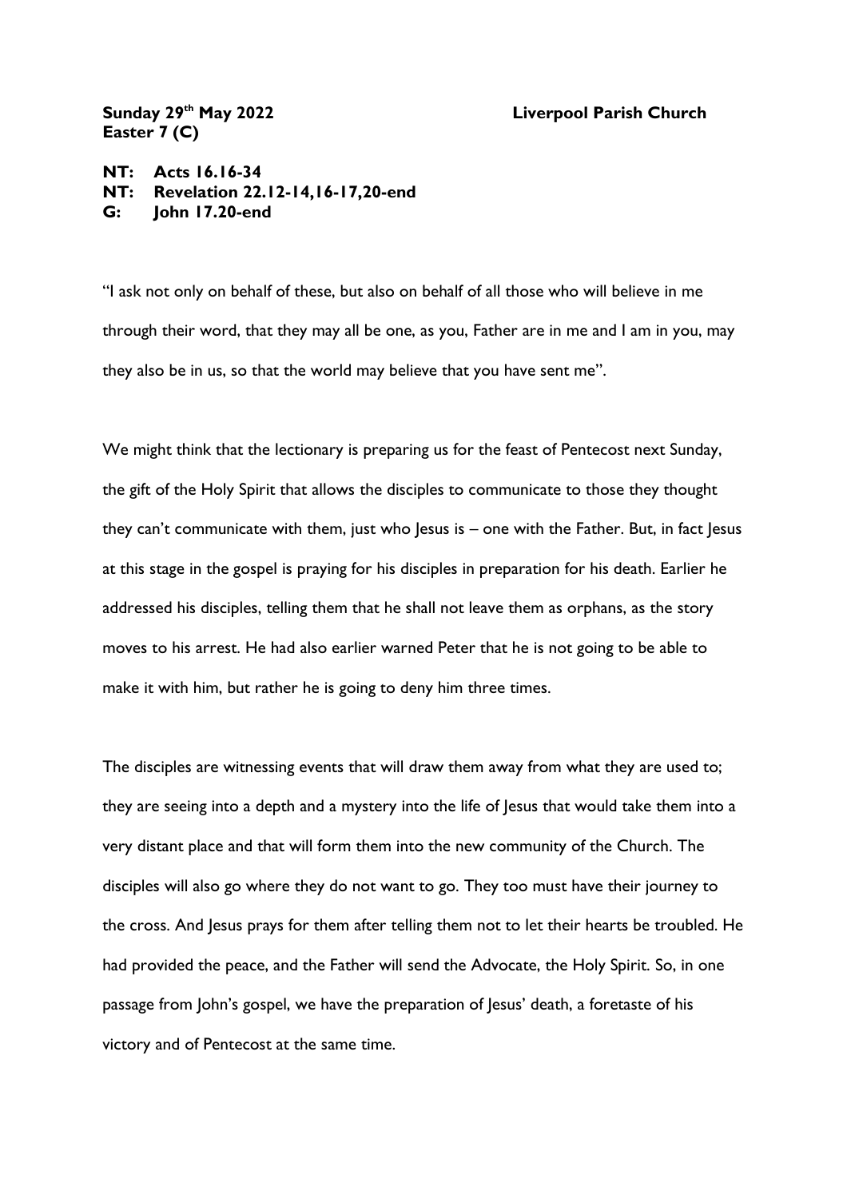**Sunday 29th May 2022** **Liverpool Parish Church**
**Easter 7 (C)**

**NT: Acts 16.16-34**
**NT: Revelation 22.12-14,16-17,20-end**
**G: John 17.20-end**

"I ask not only on behalf of these, but also on behalf of all those who will believe in me through their word, that they may all be one, as you, Father are in me and I am in you, may they also be in us, so that the world may believe that you have sent me".

We might think that the lectionary is preparing us for the feast of Pentecost next Sunday, the gift of the Holy Spirit that allows the disciples to communicate to those they thought they can't communicate with them, just who Jesus is – one with the Father. But, in fact Jesus at this stage in the gospel is praying for his disciples in preparation for his death. Earlier he addressed his disciples, telling them that he shall not leave them as orphans, as the story moves to his arrest. He had also earlier warned Peter that he is not going to be able to make it with him, but rather he is going to deny him three times.

The disciples are witnessing events that will draw them away from what they are used to; they are seeing into a depth and a mystery into the life of Jesus that would take them into a very distant place and that will form them into the new community of the Church. The disciples will also go where they do not want to go. They too must have their journey to the cross. And Jesus prays for them after telling them not to let their hearts be troubled. He had provided the peace, and the Father will send the Advocate, the Holy Spirit. So, in one passage from John's gospel, we have the preparation of Jesus' death, a foretaste of his victory and of Pentecost at the same time.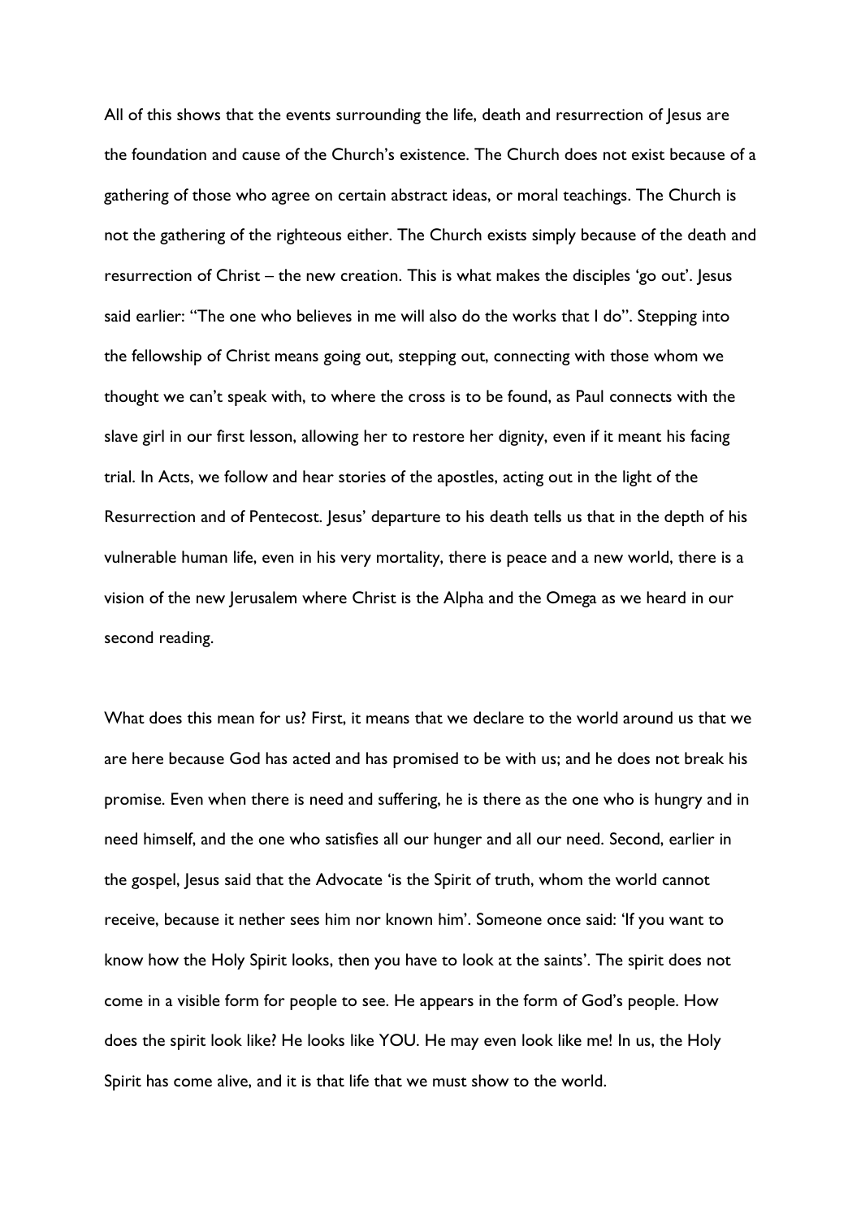All of this shows that the events surrounding the life, death and resurrection of Jesus are the foundation and cause of the Church's existence. The Church does not exist because of a gathering of those who agree on certain abstract ideas, or moral teachings. The Church is not the gathering of the righteous either. The Church exists simply because of the death and resurrection of Christ – the new creation. This is what makes the disciples 'go out'. Jesus said earlier: "The one who believes in me will also do the works that I do". Stepping into the fellowship of Christ means going out, stepping out, connecting with those whom we thought we can't speak with, to where the cross is to be found, as Paul connects with the slave girl in our first lesson, allowing her to restore her dignity, even if it meant his facing trial. In Acts, we follow and hear stories of the apostles, acting out in the light of the Resurrection and of Pentecost. Jesus' departure to his death tells us that in the depth of his vulnerable human life, even in his very mortality, there is peace and a new world, there is a vision of the new Jerusalem where Christ is the Alpha and the Omega as we heard in our second reading.

What does this mean for us? First, it means that we declare to the world around us that we are here because God has acted and has promised to be with us; and he does not break his promise. Even when there is need and suffering, he is there as the one who is hungry and in need himself, and the one who satisfies all our hunger and all our need. Second, earlier in the gospel, Jesus said that the Advocate 'is the Spirit of truth, whom the world cannot receive, because it nether sees him nor known him'. Someone once said: 'If you want to know how the Holy Spirit looks, then you have to look at the saints'. The spirit does not come in a visible form for people to see. He appears in the form of God's people. How does the spirit look like? He looks like YOU. He may even look like me! In us, the Holy Spirit has come alive, and it is that life that we must show to the world.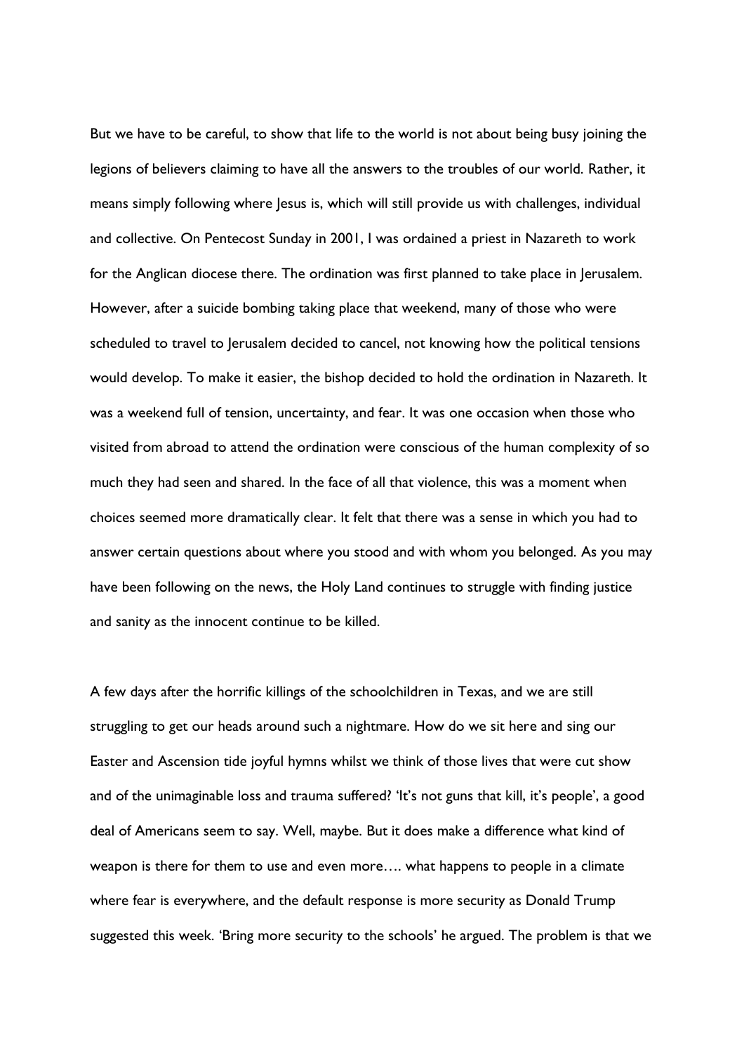But we have to be careful, to show that life to the world is not about being busy joining the legions of believers claiming to have all the answers to the troubles of our world. Rather, it means simply following where Jesus is, which will still provide us with challenges, individual and collective. On Pentecost Sunday in 2001, I was ordained a priest in Nazareth to work for the Anglican diocese there. The ordination was first planned to take place in Jerusalem. However, after a suicide bombing taking place that weekend, many of those who were scheduled to travel to Jerusalem decided to cancel, not knowing how the political tensions would develop. To make it easier, the bishop decided to hold the ordination in Nazareth. It was a weekend full of tension, uncertainty, and fear. It was one occasion when those who visited from abroad to attend the ordination were conscious of the human complexity of so much they had seen and shared. In the face of all that violence, this was a moment when choices seemed more dramatically clear. It felt that there was a sense in which you had to answer certain questions about where you stood and with whom you belonged. As you may have been following on the news, the Holy Land continues to struggle with finding justice and sanity as the innocent continue to be killed.

A few days after the horrific killings of the schoolchildren in Texas, and we are still struggling to get our heads around such a nightmare. How do we sit here and sing our Easter and Ascension tide joyful hymns whilst we think of those lives that were cut show and of the unimaginable loss and trauma suffered? 'It's not guns that kill, it's people', a good deal of Americans seem to say. Well, maybe. But it does make a difference what kind of weapon is there for them to use and even more…. what happens to people in a climate where fear is everywhere, and the default response is more security as Donald Trump suggested this week. 'Bring more security to the schools' he argued. The problem is that we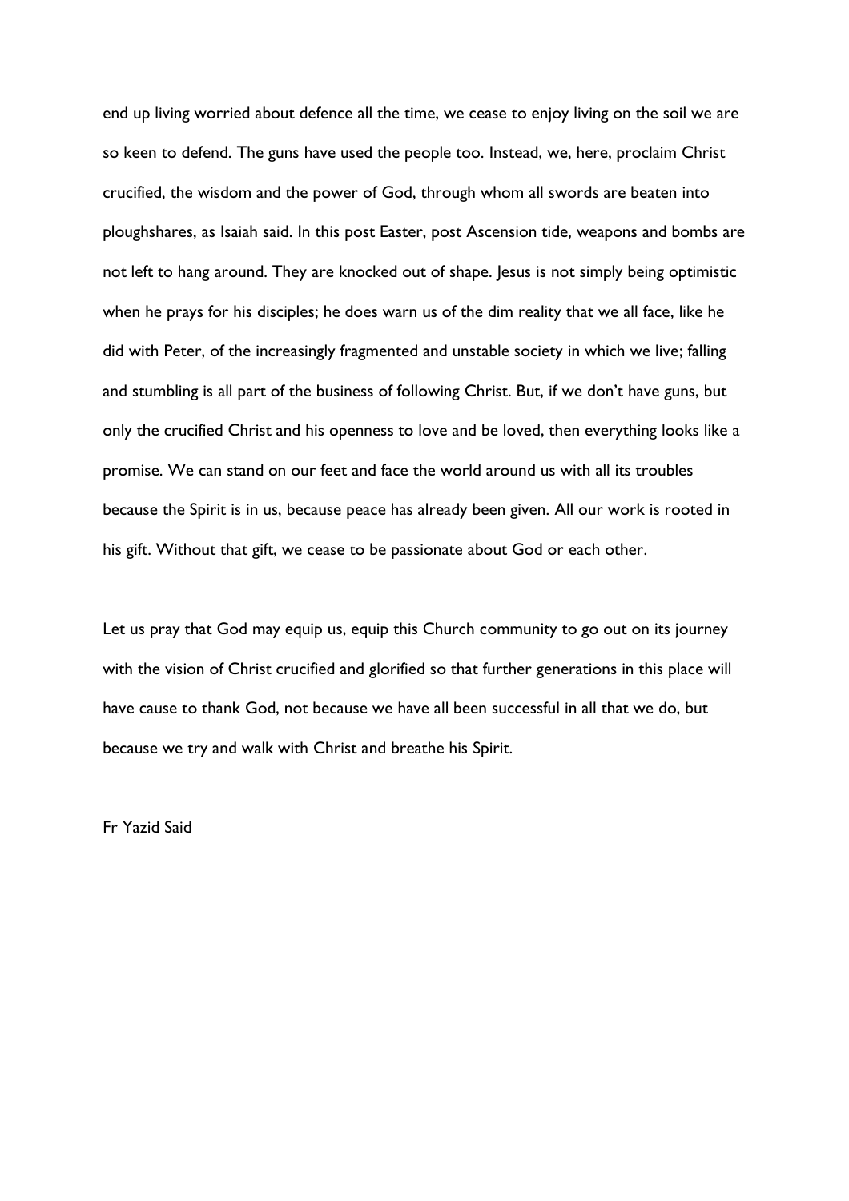end up living worried about defence all the time, we cease to enjoy living on the soil we are so keen to defend. The guns have used the people too. Instead, we, here, proclaim Christ crucified, the wisdom and the power of God, through whom all swords are beaten into ploughshares, as Isaiah said. In this post Easter, post Ascension tide, weapons and bombs are not left to hang around. They are knocked out of shape. Jesus is not simply being optimistic when he prays for his disciples; he does warn us of the dim reality that we all face, like he did with Peter, of the increasingly fragmented and unstable society in which we live; falling and stumbling is all part of the business of following Christ. But, if we don't have guns, but only the crucified Christ and his openness to love and be loved, then everything looks like a promise. We can stand on our feet and face the world around us with all its troubles because the Spirit is in us, because peace has already been given. All our work is rooted in his gift. Without that gift, we cease to be passionate about God or each other.

Let us pray that God may equip us, equip this Church community to go out on its journey with the vision of Christ crucified and glorified so that further generations in this place will have cause to thank God, not because we have all been successful in all that we do, but because we try and walk with Christ and breathe his Spirit.

Fr Yazid Said